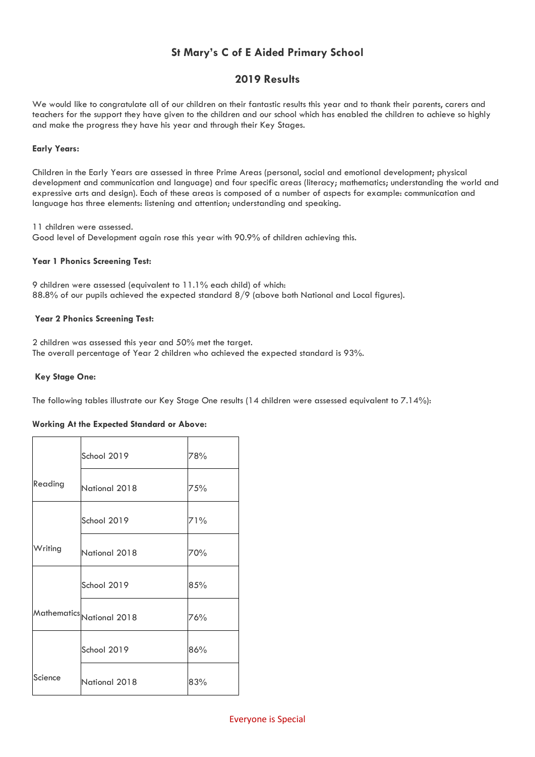# St Mary's C of E Aided Primary School

## 2019 Results

We would like to congratulate all of our children on their fantastic results this year and to thank their parents, carers and teachers for the support they have given to the children and our school which has enabled the children to achieve so highly and make the progress they have his year and through their Key Stages.

**Early Years:**

Children in the Early Years are assessed in three Prime Areas (personal, social and emotional development; physical development and communication and language) and four specific areas (literacy; mathematics; understanding the world and expressive arts and design). Each of these areas is composed of a number of aspects for example: communication and language has three elements: listening and attention; understanding and speaking.

11 children were assessed.
Good level of Development again rose this year with 90.9% of children achieving this.

**Year 1 Phonics Screening Test:**

9 children were assessed (equivalent to 11.1% each child) of which:
88.8% of our pupils achieved the expected standard 8/9 (above both National and Local figures).

**Year 2 Phonics Screening Test:**

2 children was assessed this year and 50% met the target.
The overall percentage of Year 2 children who achieved the expected standard is 93%.

**Key Stage One:**

The following tables illustrate our Key Stage One results (14 children were assessed equivalent to 7.14%):

**Working At the Expected Standard or Above:**

| | | |
|---|---|---|
| Reading | School 2019 | 78% |
| | National 2018 | 75% |
| Writing | School 2019 | 71% |
| | National 2018 | 70% |
| Mathematics | School 2019 | 85% |
| | National 2018 | 76% |
| Science | School 2019 | 86% |
| | National 2018 | 83% |

Everyone is Special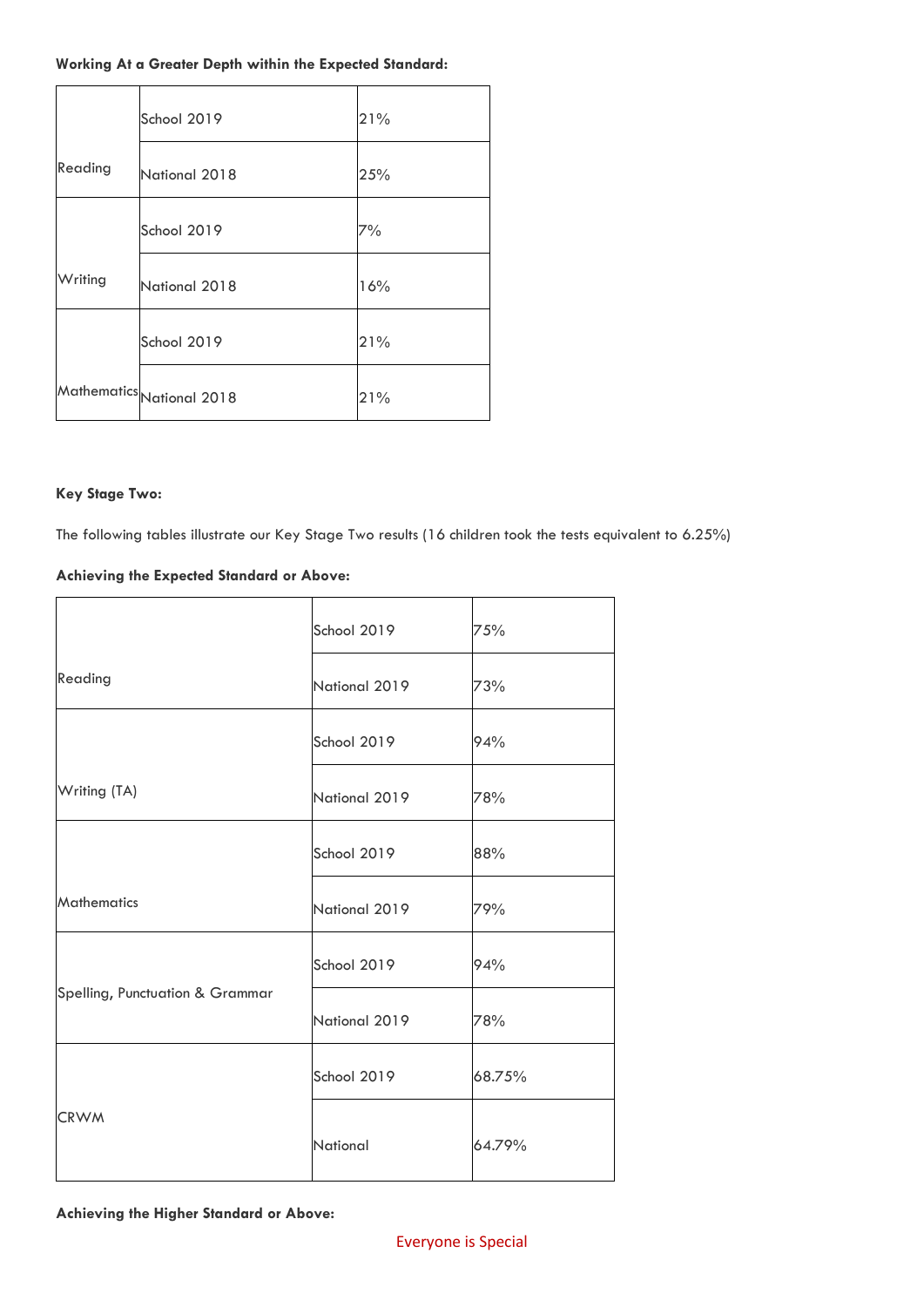**Working At a Greater Depth within the Expected Standard:**

| | | |
|---|---|---|
| Reading | School 2019 | 21% |
| | National 2018 | 25% |
| Writing | School 2019 | 7% |
| | National 2018 | 16% |
| Mathematics | School 2019 | 21% |
| | National 2018 | 21% |

**Key Stage Two:**

The following tables illustrate our Key Stage Two results (16 children took the tests equivalent to 6.25%)

**Achieving the Expected Standard or Above:**

| | | |
|---|---|---|
| Reading | School 2019 | 75% |
| | National 2019 | 73% |
| Writing (TA) | School 2019 | 94% |
| | National 2019 | 78% |
| Mathematics | School 2019 | 88% |
| | National 2019 | 79% |
| Spelling, Punctuation & Grammar | School 2019 | 94% |
| | National 2019 | 78% |
| CRWM | School 2019 | 68.75% |
| | National | 64.79% |

**Achieving the Higher Standard or Above:**

Everyone is Special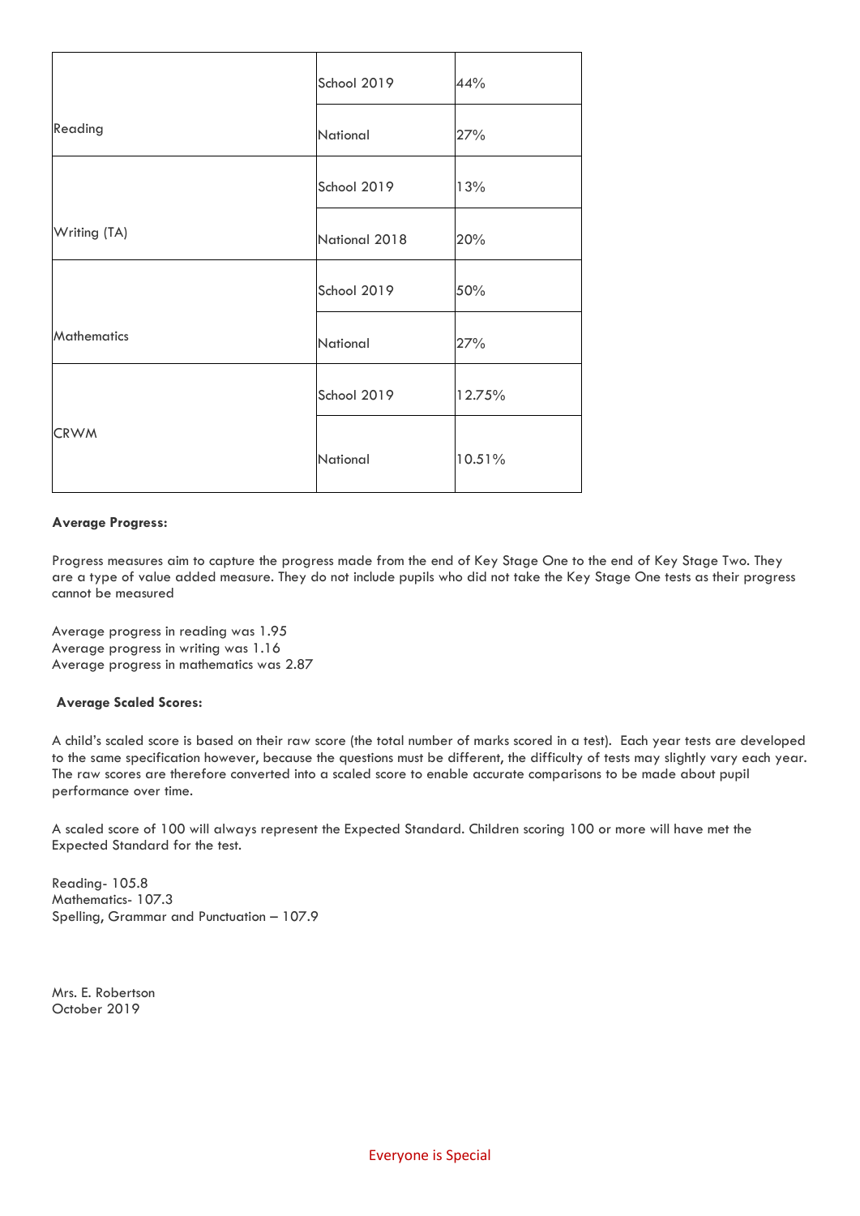| | | |
|---|---|---|
| Reading | School 2019 | 44% |
| | National | 27% |
| Writing (TA) | School 2019 | 13% |
| | National 2018 | 20% |
| Mathematics | School 2019 | 50% |
| | National | 27% |
| CRWM | School 2019 | 12.75% |
| | National | 10.51% |

**Average Progress:**

Progress measures aim to capture the progress made from the end of Key Stage One to the end of Key Stage Two. They are a type of value added measure. They do not include pupils who did not take the Key Stage One tests as their progress cannot be measured

Average progress in reading was 1.95
Average progress in writing was 1.16
Average progress in mathematics was 2.87

**Average Scaled Scores:**

A child's scaled score is based on their raw score (the total number of marks scored in a test). Each year tests are developed to the same specification however, because the questions must be different, the difficulty of tests may slightly vary each year. The raw scores are therefore converted into a scaled score to enable accurate comparisons to be made about pupil performance over time.

A scaled score of 100 will always represent the Expected Standard. Children scoring 100 or more will have met the Expected Standard for the test.

Reading- 105.8
Mathematics- 107.3
Spelling, Grammar and Punctuation – 107.9

Mrs. E. Robertson
October 2019